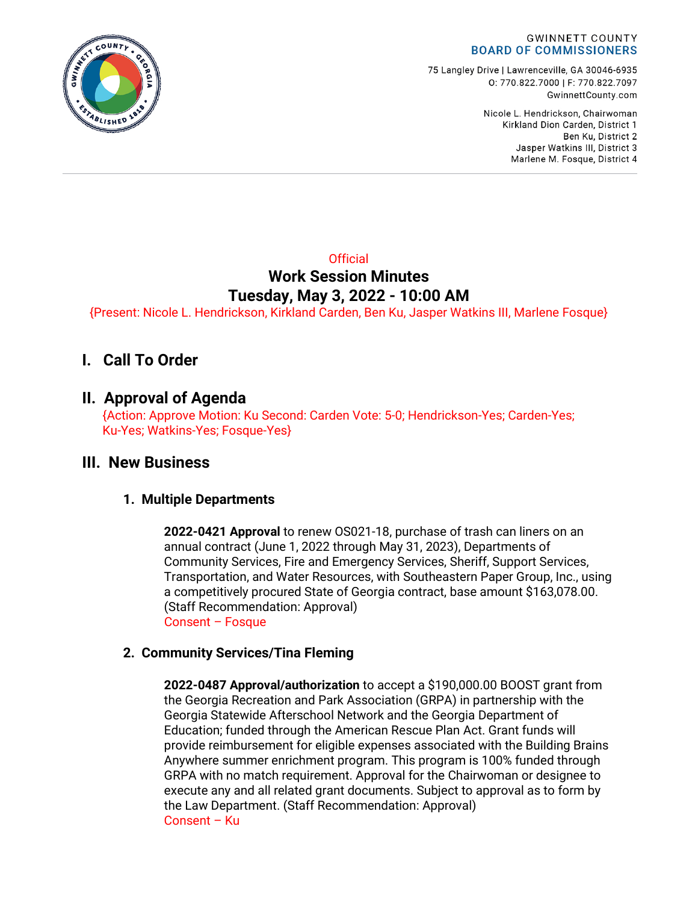GWINNETT COUNTY
BOARD OF COMMISSIONERS

75 Langley Drive | Lawrenceville, GA 30046-6935
O: 770.822.7000 | F: 770.822.7097
GwinnettCounty.com

Nicole L. Hendrickson, Chairwoman
Kirkland Dion Carden, District 1
Ben Ku, District 2
Jasper Watkins III, District 3
Marlene M. Fosque, District 4

Official

# Work Session Minutes
# Tuesday, May 3, 2022 - 10:00 AM

{Present: Nicole L. Hendrickson, Kirkland Carden, Ben Ku, Jasper Watkins III, Marlene Fosque}

## I. Call To Order

## II. Approval of Agenda

{Action: Approve Motion: Ku Second: Carden Vote: 5-0; Hendrickson-Yes; Carden-Yes; Ku-Yes; Watkins-Yes; Fosque-Yes}

## III. New Business

### 1. Multiple Departments

**2022-0421 Approval** to renew OS021-18, purchase of trash can liners on an annual contract (June 1, 2022 through May 31, 2023), Departments of Community Services, Fire and Emergency Services, Sheriff, Support Services, Transportation, and Water Resources, with Southeastern Paper Group, Inc., using a competitively procured State of Georgia contract, base amount $163,078.00. (Staff Recommendation: Approval)
Consent – Fosque

### 2. Community Services/Tina Fleming

**2022-0487 Approval/authorization** to accept a $190,000.00 BOOST grant from the Georgia Recreation and Park Association (GRPA) in partnership with the Georgia Statewide Afterschool Network and the Georgia Department of Education; funded through the American Rescue Plan Act. Grant funds will provide reimbursement for eligible expenses associated with the Building Brains Anywhere summer enrichment program. This program is 100% funded through GRPA with no match requirement. Approval for the Chairwoman or designee to execute any and all related grant documents. Subject to approval as to form by the Law Department. (Staff Recommendation: Approval)
Consent – Ku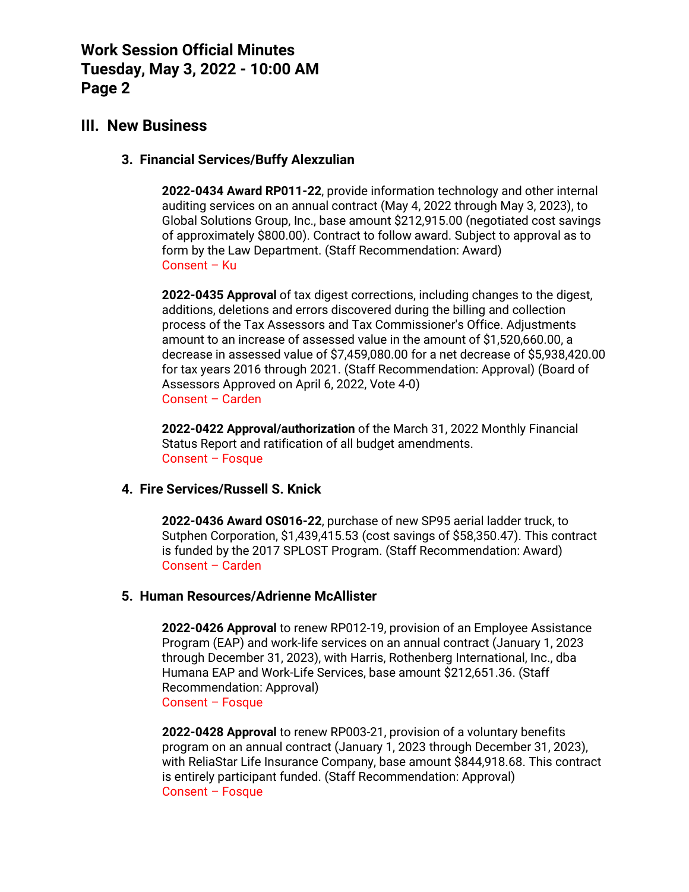## III. New Business

### 3. Financial Services/Buffy Alexzulian

**2022-0434 Award RP011-22**, provide information technology and other internal auditing services on an annual contract (May 4, 2022 through May 3, 2023), to Global Solutions Group, Inc., base amount $212,915.00 (negotiated cost savings of approximately $800.00). Contract to follow award. Subject to approval as to form by the Law Department. (Staff Recommendation: Award)
Consent – Ku

**2022-0435 Approval** of tax digest corrections, including changes to the digest, additions, deletions and errors discovered during the billing and collection process of the Tax Assessors and Tax Commissioner's Office. Adjustments amount to an increase of assessed value in the amount of $1,520,660.00, a decrease in assessed value of $7,459,080.00 for a net decrease of $5,938,420.00 for tax years 2016 through 2021. (Staff Recommendation: Approval) (Board of Assessors Approved on April 6, 2022, Vote 4-0)
Consent – Carden

**2022-0422 Approval/authorization** of the March 31, 2022 Monthly Financial Status Report and ratification of all budget amendments.
Consent – Fosque

### 4. Fire Services/Russell S. Knick

**2022-0436 Award OS016-22**, purchase of new SP95 aerial ladder truck, to Sutphen Corporation, $1,439,415.53 (cost savings of $58,350.47). This contract is funded by the 2017 SPLOST Program. (Staff Recommendation: Award)
Consent – Carden

### 5. Human Resources/Adrienne McAllister

**2022-0426 Approval** to renew RP012-19, provision of an Employee Assistance Program (EAP) and work-life services on an annual contract (January 1, 2023 through December 31, 2023), with Harris, Rothenberg International, Inc., dba Humana EAP and Work-Life Services, base amount $212,651.36. (Staff Recommendation: Approval)
Consent – Fosque

**2022-0428 Approval** to renew RP003-21, provision of a voluntary benefits program on an annual contract (January 1, 2023 through December 31, 2023), with ReliaStar Life Insurance Company, base amount $844,918.68. This contract is entirely participant funded. (Staff Recommendation: Approval)
Consent – Fosque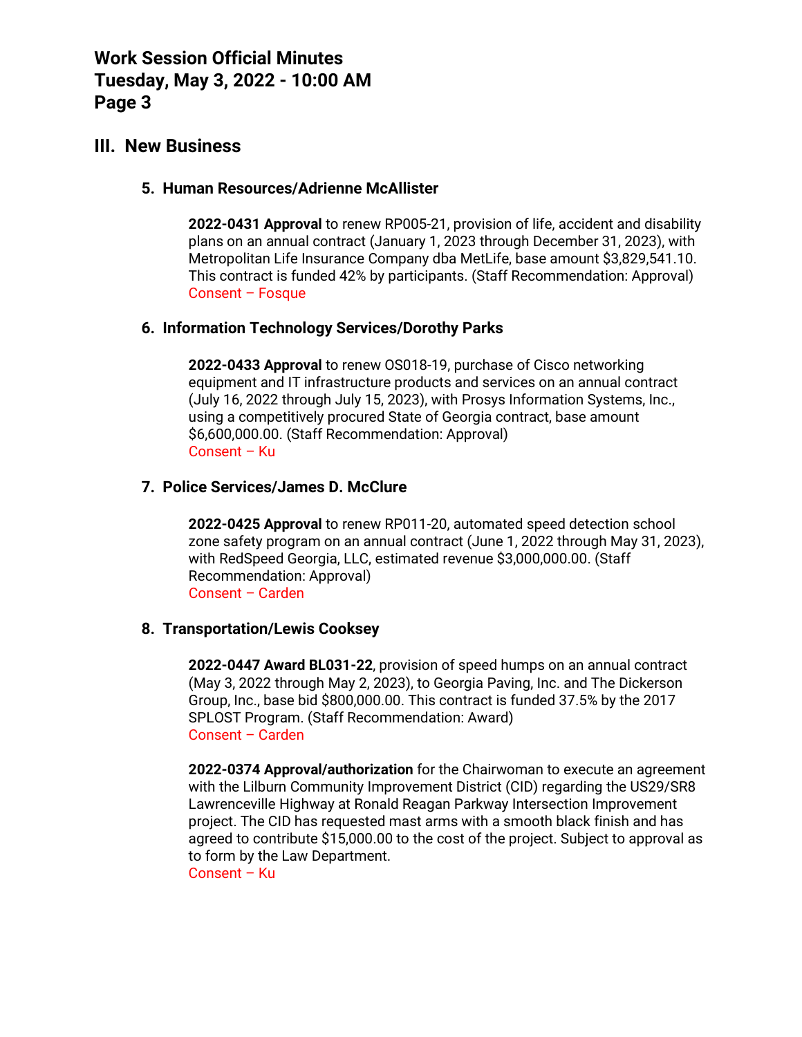## III. New Business

### 5. Human Resources/Adrienne McAllister

**2022-0431 Approval** to renew RP005-21, provision of life, accident and disability plans on an annual contract (January 1, 2023 through December 31, 2023), with Metropolitan Life Insurance Company dba MetLife, base amount $3,829,541.10. This contract is funded 42% by participants. (Staff Recommendation: Approval)
Consent – Fosque

### 6. Information Technology Services/Dorothy Parks

**2022-0433 Approval** to renew OS018-19, purchase of Cisco networking equipment and IT infrastructure products and services on an annual contract (July 16, 2022 through July 15, 2023), with Prosys Information Systems, Inc., using a competitively procured State of Georgia contract, base amount $6,600,000.00. (Staff Recommendation: Approval)
Consent – Ku

### 7. Police Services/James D. McClure

**2022-0425 Approval** to renew RP011-20, automated speed detection school zone safety program on an annual contract (June 1, 2022 through May 31, 2023), with RedSpeed Georgia, LLC, estimated revenue $3,000,000.00. (Staff Recommendation: Approval)
Consent – Carden

### 8. Transportation/Lewis Cooksey

**2022-0447 Award BL031-22**, provision of speed humps on an annual contract (May 3, 2022 through May 2, 2023), to Georgia Paving, Inc. and The Dickerson Group, Inc., base bid $800,000.00. This contract is funded 37.5% by the 2017 SPLOST Program. (Staff Recommendation: Award)
Consent – Carden

**2022-0374 Approval/authorization** for the Chairwoman to execute an agreement with the Lilburn Community Improvement District (CID) regarding the US29/SR8 Lawrenceville Highway at Ronald Reagan Parkway Intersection Improvement project. The CID has requested mast arms with a smooth black finish and has agreed to contribute $15,000.00 to the cost of the project. Subject to approval as to form by the Law Department.
Consent – Ku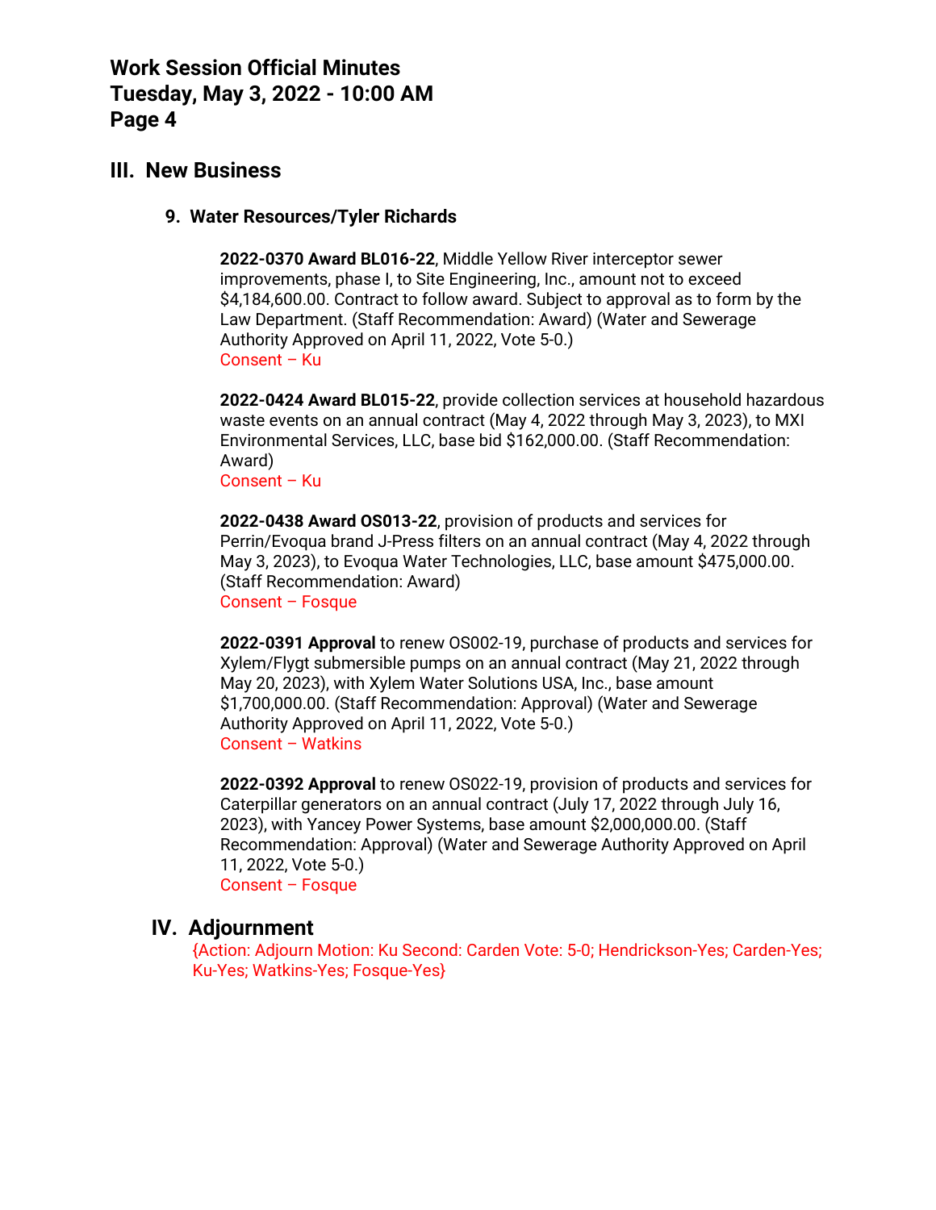## III. New Business

### 9. Water Resources/Tyler Richards

**2022-0370 Award BL016-22**, Middle Yellow River interceptor sewer improvements, phase I, to Site Engineering, Inc., amount not to exceed $4,184,600.00. Contract to follow award. Subject to approval as to form by the Law Department. (Staff Recommendation: Award) (Water and Sewerage Authority Approved on April 11, 2022, Vote 5-0.)
Consent – Ku

**2022-0424 Award BL015-22**, provide collection services at household hazardous waste events on an annual contract (May 4, 2022 through May 3, 2023), to MXI Environmental Services, LLC, base bid $162,000.00. (Staff Recommendation: Award)
Consent – Ku

**2022-0438 Award OS013-22**, provision of products and services for Perrin/Evoqua brand J-Press filters on an annual contract (May 4, 2022 through May 3, 2023), to Evoqua Water Technologies, LLC, base amount $475,000.00. (Staff Recommendation: Award)
Consent – Fosque

**2022-0391 Approval** to renew OS002-19, purchase of products and services for Xylem/Flygt submersible pumps on an annual contract (May 21, 2022 through May 20, 2023), with Xylem Water Solutions USA, Inc., base amount $1,700,000.00. (Staff Recommendation: Approval) (Water and Sewerage Authority Approved on April 11, 2022, Vote 5-0.)
Consent – Watkins

**2022-0392 Approval** to renew OS022-19, provision of products and services for Caterpillar generators on an annual contract (July 17, 2022 through July 16, 2023), with Yancey Power Systems, base amount $2,000,000.00. (Staff Recommendation: Approval) (Water and Sewerage Authority Approved on April 11, 2022, Vote 5-0.)
Consent – Fosque

## IV. Adjournment

{Action: Adjourn Motion: Ku Second: Carden Vote: 5-0; Hendrickson-Yes; Carden-Yes; Ku-Yes; Watkins-Yes; Fosque-Yes}